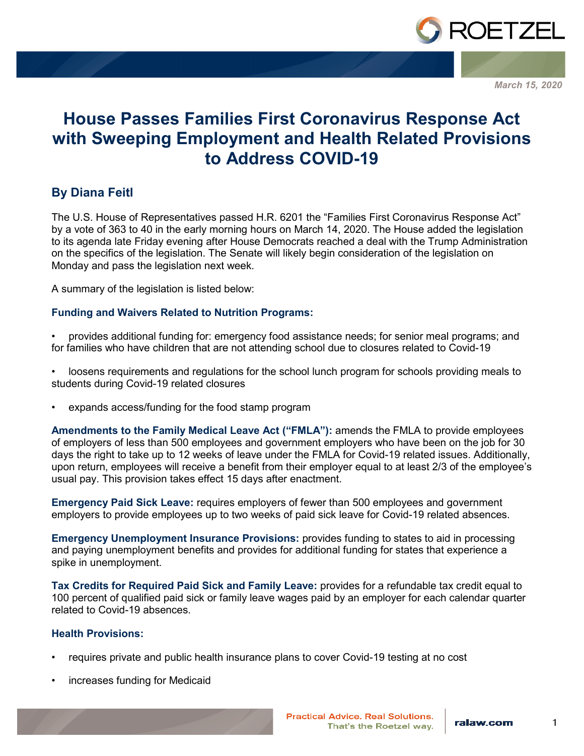March 15, 2020

# House Passes Families First Coronavirus Response Act with Sweeping Employment and Health Related Provisions to Address COVID-19

## By Diana Feitl

The U.S. House of Representatives passed H.R. 6201 the "Families First Coronavirus Response Act" by a vote of 363 to 40 in the early morning hours on March 14, 2020. The House added the legislation to its agenda late Friday evening after House Democrats reached a deal with the Trump Administration on the specifics of the legislation. The Senate will likely begin consideration of the legislation on Monday and pass the legislation next week.

A summary of the legislation is listed below:

### Funding and Waivers Related to Nutrition Programs:

- provides additional funding for: emergency food assistance needs; for senior meal programs; and for families who have children that are not attending school due to closures related to Covid-19
- loosens requirements and regulations for the school lunch program for schools providing meals to students during Covid-19 related closures
- expands access/funding for the food stamp program

**Amendments to the Family Medical Leave Act ("FMLA"):** amends the FMLA to provide employees of employers of less than 500 employees and government employers who have been on the job for 30 days the right to take up to 12 weeks of leave under the FMLA for Covid-19 related issues. Additionally, upon return, employees will receive a benefit from their employer equal to at least 2/3 of the employee's usual pay. This provision takes effect 15 days after enactment.

**Emergency Paid Sick Leave:** requires employers of fewer than 500 employees and government employers to provide employees up to two weeks of paid sick leave for Covid-19 related absences.

**Emergency Unemployment Insurance Provisions:** provides funding to states to aid in processing and paying unemployment benefits and provides for additional funding for states that experience a spike in unemployment.

**Tax Credits for Required Paid Sick and Family Leave:** provides for a refundable tax credit equal to 100 percent of qualified paid sick or family leave wages paid by an employer for each calendar quarter related to Covid-19 absences.

### Health Provisions:

- requires private and public health insurance plans to cover Covid-19 testing at no cost
- increases funding for Medicaid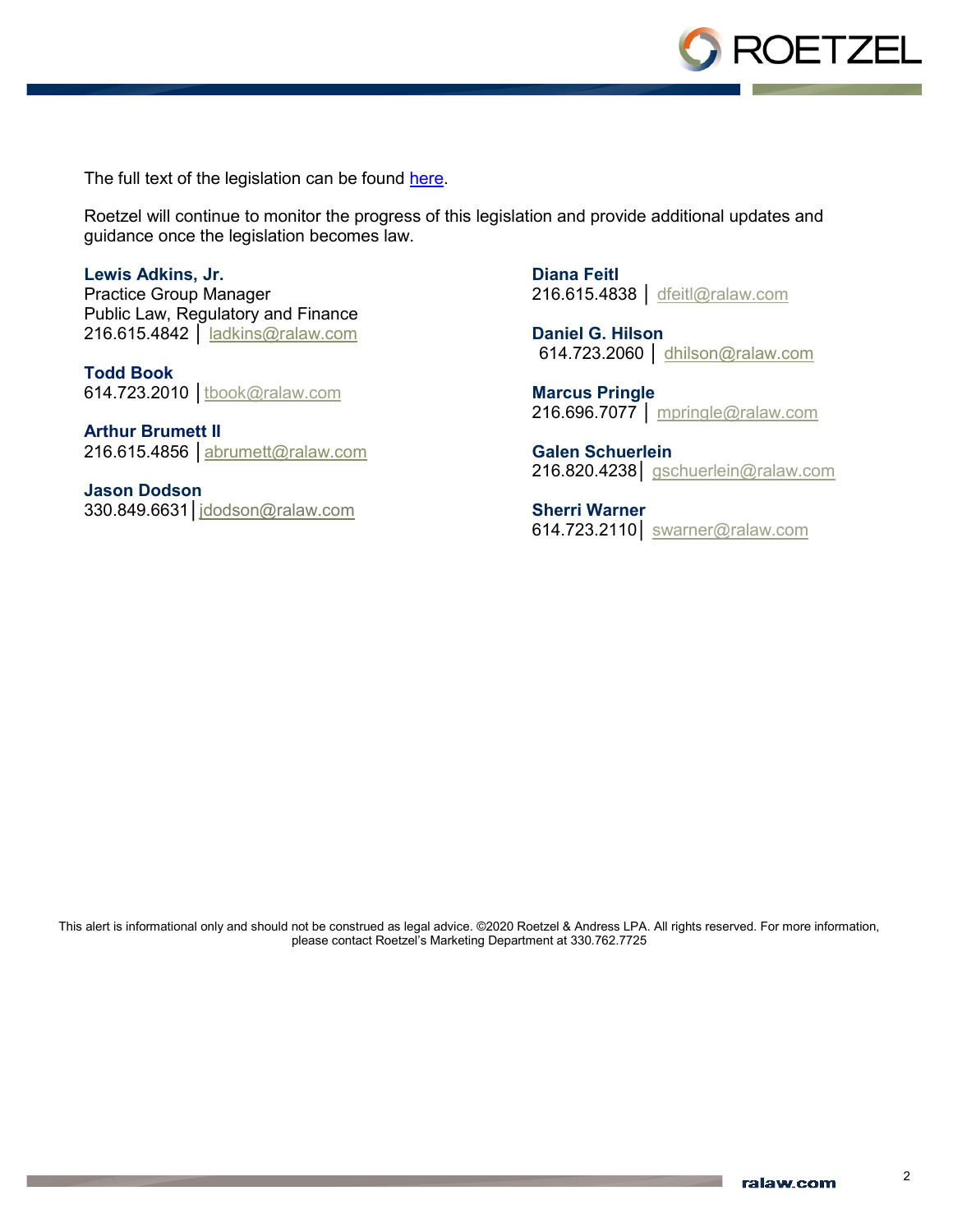The full text of the legislation can be found [here](#).

Roetzel will continue to monitor the progress of this legislation and provide additional updates and guidance once the legislation becomes law.

**Lewis Adkins, Jr.**
Practice Group Manager
Public Law, Regulatory and Finance
216.615.4842 │ ladkins@ralaw.com

**Todd Book**
614.723.2010 │tbook@ralaw.com

**Arthur Brumett II**
216.615.4856 │abrumett@ralaw.com

**Jason Dodson**
330.849.6631│jdodson@ralaw.com

**Diana Feitl**
216.615.4838 │ dfeitl@ralaw.com

**Daniel G. Hilson**
614.723.2060 │ dhilson@ralaw.com

**Marcus Pringle**
216.696.7077 │ mpringle@ralaw.com

**Galen Schuerlein**
216.820.4238│ gschuerlein@ralaw.com

**Sherri Warner**
614.723.2110│ swarner@ralaw.com

This alert is informational only and should not be construed as legal advice. ©2020 Roetzel & Andress LPA. All rights reserved. For more information, please contact Roetzel's Marketing Department at 330.762.7725